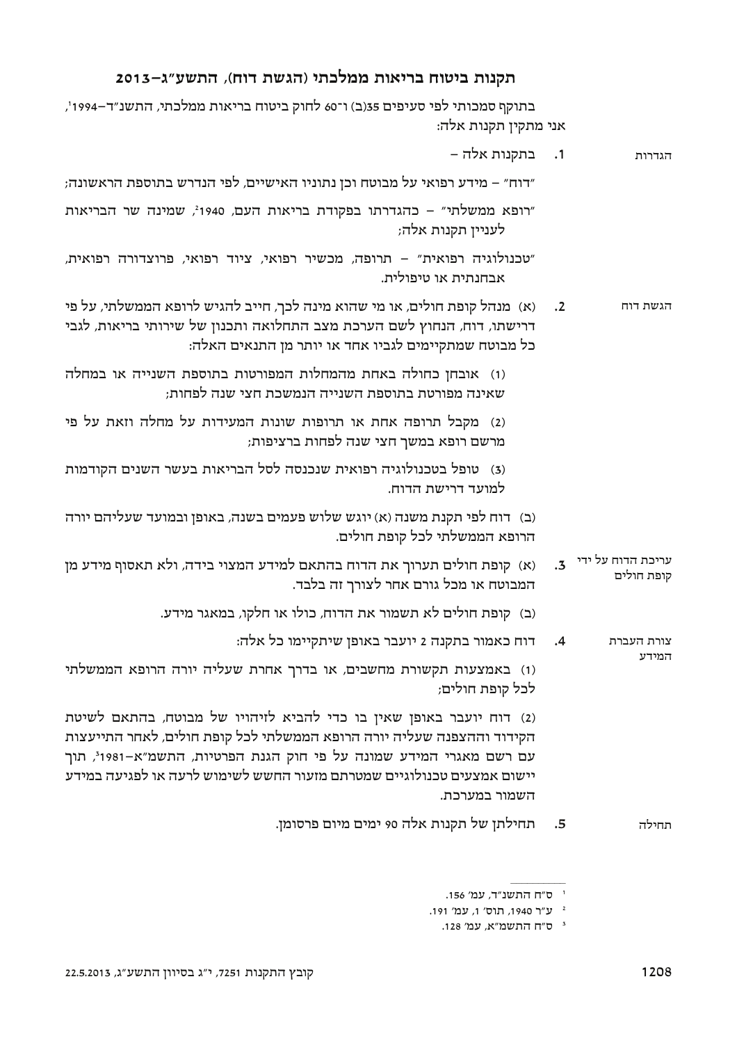# תקנות ביטוח בריאות ממלכתי (הגשת דוח), התשע"ג–2013

בתוקף סמכותי לפי סעיפים 35(ב) ו־60 לחוק ביטוח בריאות ממלכתי, התשנ"ד–1994[1], אני מתקין תקנות אלה:

**הגדרות**

1. בתקנות אלה –

"דוח" – מידע רפואי על מבוטח וכן נתוניו האישיים, לפי הנדרש בתוספת הראשונה;

"רופא ממשלתי" – כהגדרתו בפקודת בריאות העם, 1940[2], שמינה שר הבריאות לעניין תקנות אלה;

"טכנולוגיה רפואית" – תרופה, מכשיר רפואי, ציוד רפואי, פרוצדורה רפואית, אבחנתית או טיפולית.

**הגשת דוח**

2. (א) מנהל קופת חולים, או מי שהוא מינה לכך, חייב להגיש לרופא הממשלתי, על פי דרישתו, דוח, הנחוץ לשם הערכת מצב התחלואה ותכנון של שירותי בריאות, לגבי כל מבוטח שמתקיימים לגביו אחד או יותר מן התנאים האלה:

(1) אובחן כחולה באחת מהמחלות המפורטות בתוספת השנייה או במחלה שאינה מפורטת בתוספת השנייה הנמשכת חצי שנה לפחות;

(2) מקבל תרופה אחת או תרופות שונות המעידות על מחלה וזאת על פי מרשם רופא במשך חצי שנה לפחות ברציפות;

(3) טופל בטכנולוגיה רפואית שנכנסה לסל הבריאות בעשר השנים הקודמות למועד דרישת הדוח.

(ב) דוח לפי תקנת משנה (א) יוגש שלוש פעמים בשנה, באופן ובמועד שעליהם יורה הרופא הממשלתי לכל קופת חולים.

**עריכת הדוח על ידי קופת חולים**

3. (א) קופת חולים תערוך את הדוח בהתאם למידע המצוי בידה, ולא תאסוף מידע מן המבוטח או מכל גורם אחר לצורך זה בלבד.

(ב) קופת חולים לא תשמור את הדוח, כולו או חלקו, במאגר מידע.

**צורת העברת המידע**

4. דוח כאמור בתקנה 2 יועבר באופן שיתקיימו כל אלה:

(1) באמצעות תקשורת מחשבים, או בדרך אחרת שעליה יורה הרופא הממשלתי לכל קופת חולים;

(2) דוח יועבר באופן שאין בו כדי להביא לזיהויו של מבוטח, בהתאם לשיטת הקידוד וההצפנה שעליה יורה הרופא הממשלתי לכל קופת חולים, לאחר התייעצות עם רשם מאגרי המידע שמונה על פי חוק הגנת הפרטיות, התשמ"א–1981[3], תוך יישום אמצעים טכנולוגיים שמטרתם מזעור החשש לשימוש לרעה או לפגיעה במידע השמור במערכת.

**תחילה**

5. תחילתן של תקנות אלה 90 ימים מיום פרסומן.

---

[1] ס"ח התשנ"ד, עמ' 156.

[2] ע"ר 1940, תוס' 1, עמ' 191.

[3] ס"ח התשמ"א, עמ' 128.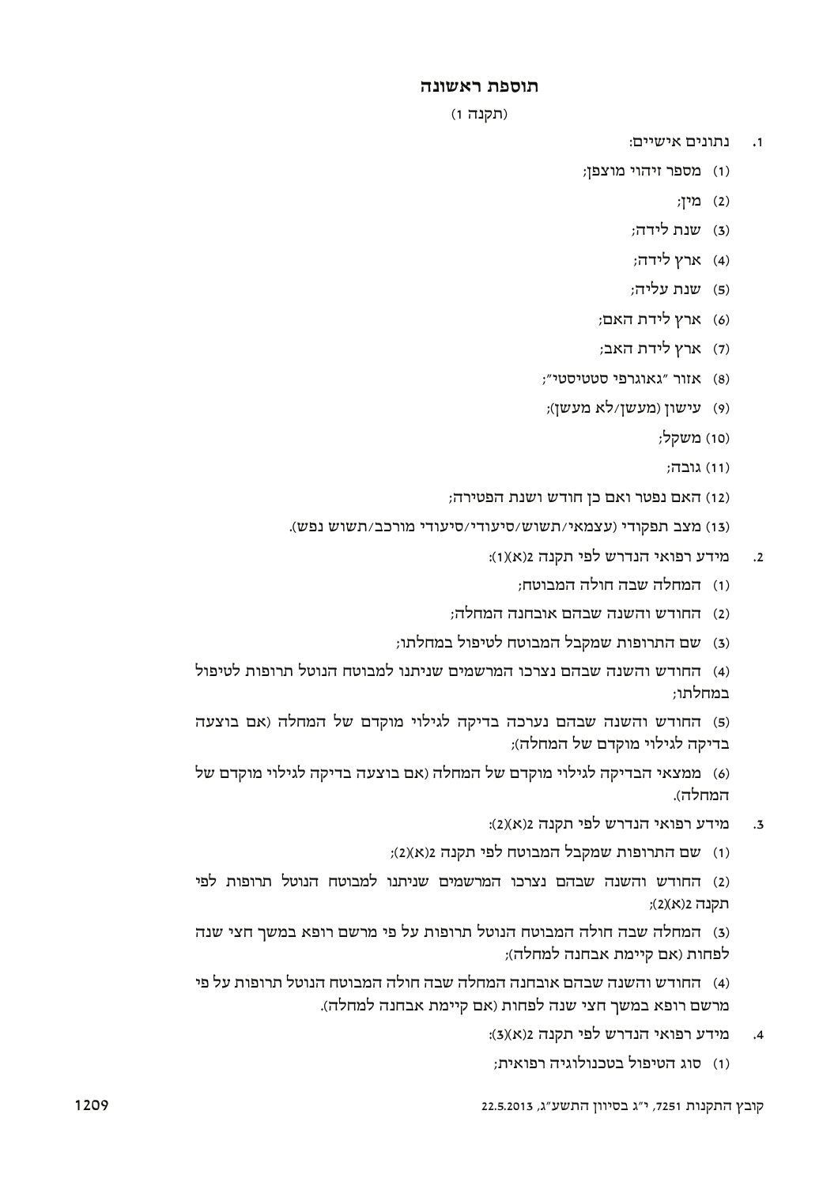## תוספת ראשונה

(תקנה 1)

1. נתונים אישיים:

(1) מספר זיהוי מוצפן;

(2) מין;

(3) שנת לידה;

(4) ארץ לידה;

(5) שנת עליה;

(6) ארץ לידת האם;

(7) ארץ לידת האב;

(8) אזור "גאוגרפי סטטיסטי";

(9) עישון (מעשן/לא מעשן);

(10) משקל;

(11) גובה;

(12) האם נפטר ואם כן חודש ושנת הפטירה;

(13) מצב תפקודי (עצמאי/תשוש/סיעודי/סיעודי מורכב/תשוש נפש).

2. מידע רפואי הנדרש לפי תקנה 2(א)(1):

(1) המחלה שבה חולה המבוטח;

(2) החודש והשנה שבהם אובחנה המחלה;

(3) שם התרופות שמקבל המבוטח לטיפול במחלתו;

(4) החודש והשנה שבהם נצרכו המרשמים שניתנו למבוטח הנוטל תרופות לטיפול במחלתו;

(5) החודש והשנה שבהם נערכה בדיקה לגילוי מוקדם של המחלה (אם בוצעה בדיקה לגילוי מוקדם של המחלה);

(6) ממצאי הבדיקה לגילוי מוקדם של המחלה (אם בוצעה בדיקה לגילוי מוקדם של המחלה).

3. מידע רפואי הנדרש לפי תקנה 2(א)(2):

(1) שם התרופות שמקבל המבוטח לפי תקנה 2(א)(2);

(2) החודש והשנה שבהם נצרכו המרשמים שניתנו למבוטח הנוטל תרופות לפי תקנה 2(א)(2);

(3) המחלה שבה חולה המבוטח הנוטל תרופות על פי מרשם רופא במשך חצי שנה לפחות (אם קיימת אבחנה למחלה);

(4) החודש והשנה שבהם אובחנה המחלה שבה חולה המבוטח הנוטל תרופות על פי מרשם רופא במשך חצי שנה לפחות (אם קיימת אבחנה למחלה).

4. מידע רפואי הנדרש לפי תקנה 2(א)(3):

(1) סוג הטיפול בטכנולוגיה רפואית;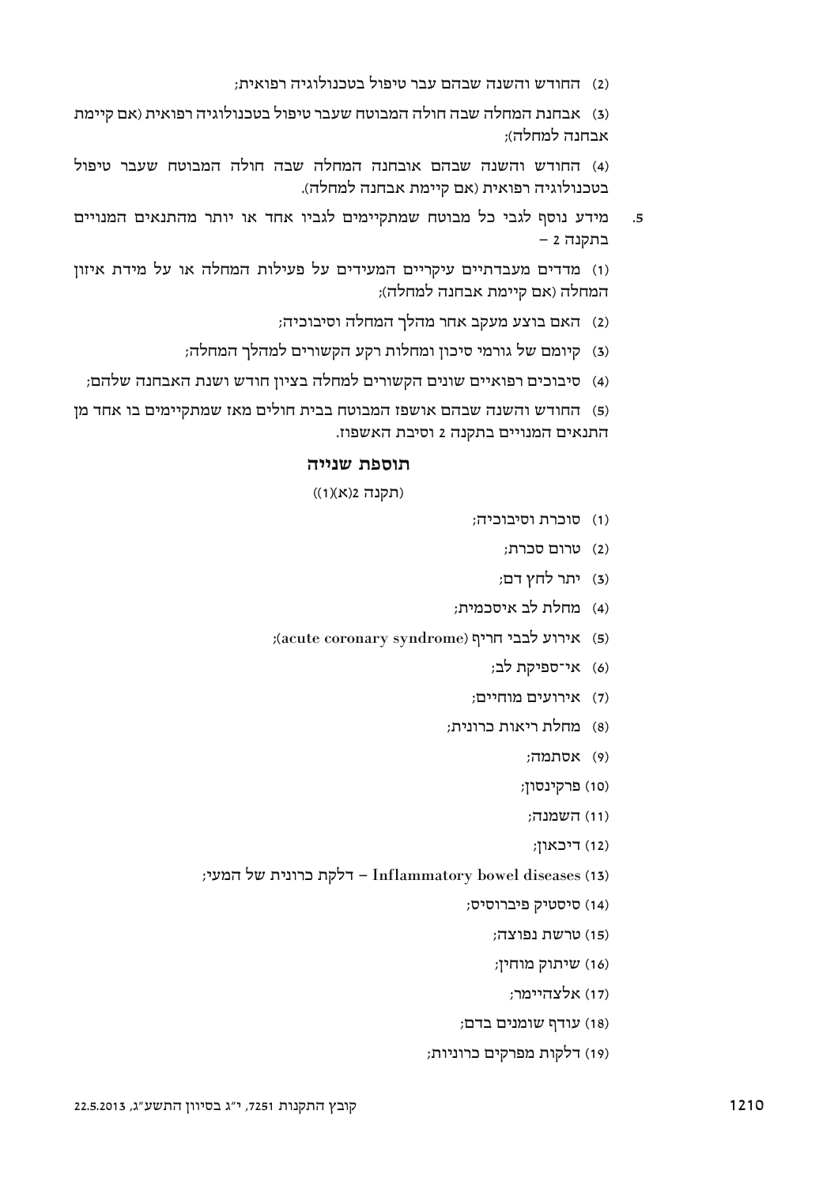(2) החודש והשנה שבהם עבר טיפול בטכנולוגיה רפואית;

(3) אבחנת המחלה שבה חולה המבוטח שעבר טיפול בטכנולוגיה רפואית (אם קיימת אבחנה למחלה);

(4) החודש והשנה שבהם אובחנה המחלה שבה חולה המבוטח שעבר טיפול בטכנולוגיה רפואית (אם קיימת אבחנה למחלה).

5. מידע נוסף לגבי כל מבוטח שמתקיימים לגביו אחד או יותר מהתנאים המנויים בתקנה 2 –

(1) מדדים מעבדתיים עיקריים המעידים על פעילות המחלה או על מידת איזון המחלה (אם קיימת אבחנה למחלה);

(2) האם בוצע מעקב אחר מהלך המחלה וסיבוכיה;

(3) קיומם של גורמי סיכון ומחלות רקע הקשורים למהלך המחלה;

(4) סיבוכים רפואיים שונים הקשורים למחלה בציון חודש ושנת האבחנה שלהם;

(5) החודש והשנה שבהם אושפז המבוטח בבית חולים מאז שמתקיימים בו אחד מן התנאים המנויים בתקנה 2 וסיבת האשפוז.

## תוספת שנייה

(תקנה 2(א)(1))

(1) סוכרת וסיבוכיה;

(2) טרום סכרת;

(3) יתר לחץ דם;

(4) מחלת לב איסכמית;

(5) אירוע לבבי חריף (acute coronary syndrome);

(6) אי־ספיקת לב;

(7) אירועים מוחיים;

(8) מחלת ריאות כרונית;

(9) אסתמה;

(10) פרקינסון;

(11) השמנה;

(12) דיכאון;

(13) Inflammatory bowel diseases – דלקת כרונית של המעי;

(14) סיסטיק פיברוסיס;

(15) טרשת נפוצה;

(16) שיתוק מוחין;

(17) אלצהיימר;

(18) עודף שומנים בדם;

(19) דלקות מפרקים כרוניות;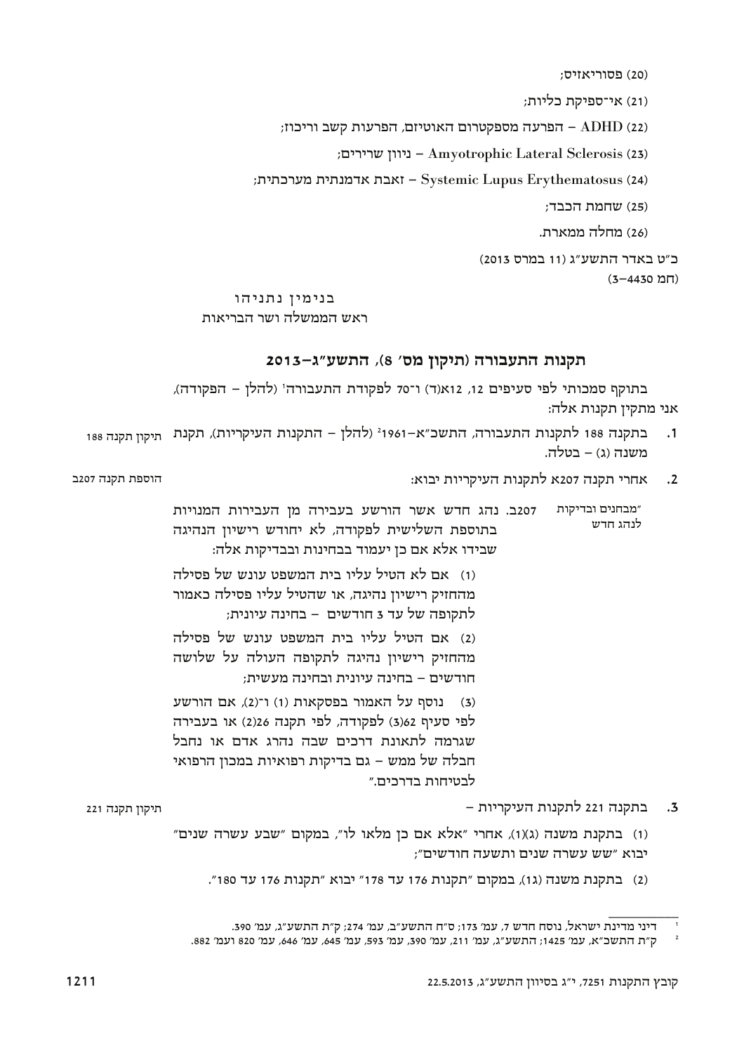(20) פסוריאזיס;

(21) אי־ספיקת כליות;

(22) ADHD – הפרעה מספקטרום האוטיזם, הפרעות קשב וריכוז;

(23) Amyotrophic Lateral Sclerosis – ניוון שרירים;

(24) Systemic Lupus Erythematosus – זאבת אדמנתית מערכתית;

(25) שחמת הכבד;

(26) מחלה ממארת.

כ"ט באדר התשע"ג (11 במרס 2013)

(חמ 3–4430)

בנימין נתניהו
ראש הממשלה ושר הבריאות

## תקנות התעבורה (תיקון מס' 8), התשע"ג–2013

בתוקף סמכותי לפי סעיפים 12, 12א(ד) ו־70 לפקודת התעבורה[1] (להלן – הפקודה), אני מתקין תקנות אלה:

תיקון תקנה 188

1. בתקנה 188 לתקנות התעבורה, התשכ"א–1961[2] (להלן – התקנות העיקריות), תקנת משנה (ג) – בטלה.

הוספת תקנה 207ב

2. אחרי תקנה 207א לתקנות העיקריות יבוא:

"מבחנים ובדיקות לנהג חדש

207ב. נהג חדש אשר הורשע בעבירה מן העבירות המנויות בתוספת השלישית לפקודה, לא יחודש רישיון הנהיגה שבידו אלא אם כן יעמוד בבחינות ובבדיקות אלה:

(1) אם לא הטיל עליו בית המשפט עונש של פסילה מהחזיק רישיון נהיגה, או שהטיל עליו פסילה כאמור לתקופה של עד 3 חודשים – בחינה עיונית;

(2) אם הטיל עליו בית המשפט עונש של פסילה מהחזיק רישיון נהיגה לתקופה העולה על שלושה חודשים – בחינה עיונית ובחינה מעשית;

(3) נוסף על האמור בפסקאות (1) ו־(2), אם הורשע לפי סעיף 62(3) לפקודה, לפי תקנה 26(2) או בעבירה שגרמה לתאונת דרכים שבה נהרג אדם או נחבל חבלה של ממש – גם בדיקות רפואיות במכון הרפואי לבטיחות בדרכים."

תיקון תקנה 221

3. בתקנה 221 לתקנות העיקריות –

(1) בתקנת משנה (ג)(1), אחרי "אלא אם כן מלאו לו", במקום "שבע עשרה שנים" יבוא "שש עשרה שנים ותשעה חודשים";

(2) בתקנת משנה (ג1), במקום "תקנות 176 עד 178" יבוא "תקנות 176 עד 180".

---

[1] דיני מדינת ישראל, נוסח חדש 7, עמ' 173; ס"ח התשע"ב, עמ' 274; ק"ת התשע"ג, עמ' 390.

[2] ק"ת התשכ"א, עמ' 1425; התשע"ג, עמ' 211, עמ' 390, עמ' 593, עמ' 645, עמ' 646, עמ' 820 ועמ' 882.